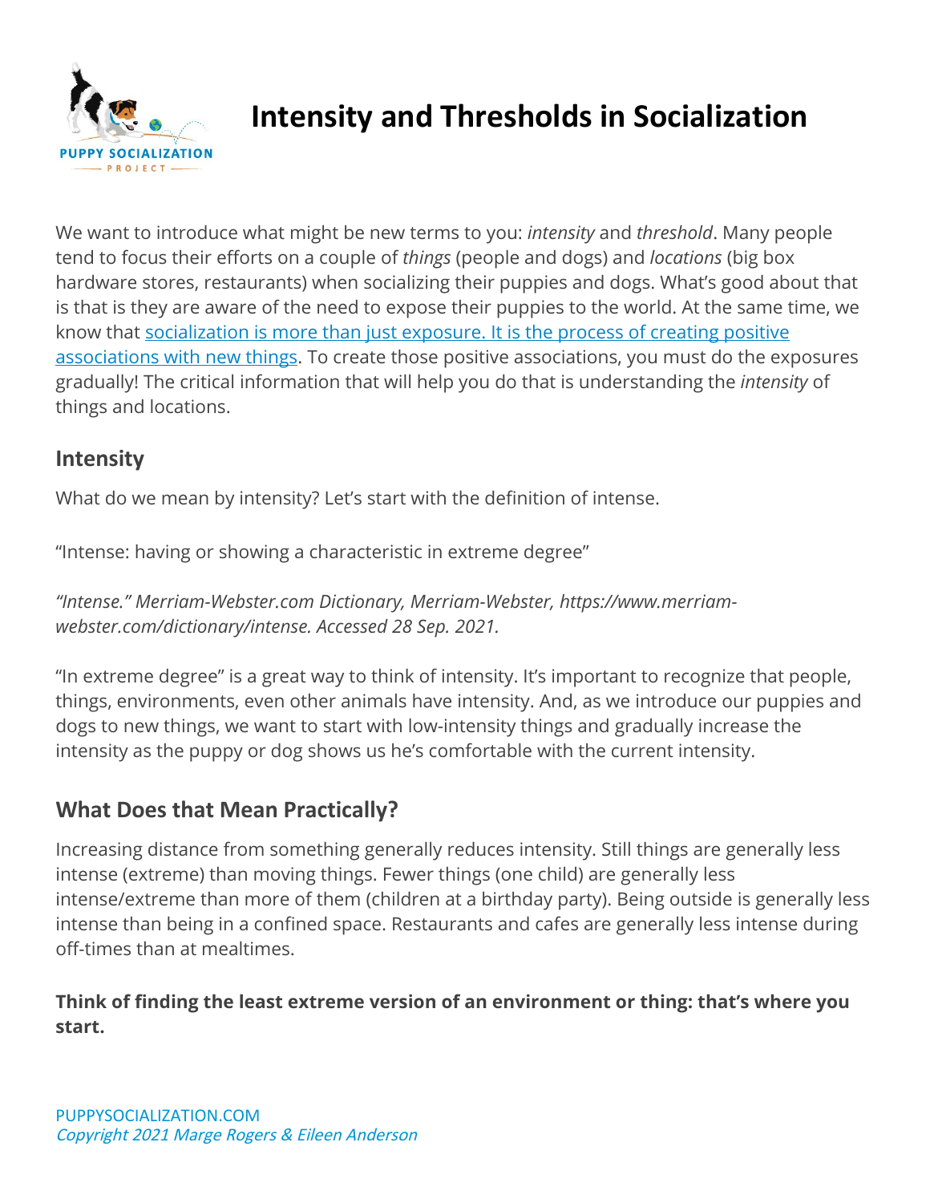# Intensity and Thresholds in Socialization

We want to introduce what might be new terms to you: *intensity* and *threshold*. Many people tend to focus their efforts on a couple of *things* (people and dogs) and *locations* (big box hardware stores, restaurants) when socializing their puppies and dogs. What's good about that is that is they are aware of the need to expose their puppies to the world. At the same time, we know that [socialization is more than just exposure. It is the process of creating positive associations with new things](). To create those positive associations, you must do the exposures gradually! The critical information that will help you do that is understanding the *intensity* of things and locations.

## Intensity

What do we mean by intensity? Let's start with the definition of intense.

"Intense: having or showing a characteristic in extreme degree"

*"Intense." Merriam-Webster.com Dictionary, Merriam-Webster, https://www.merriam-webster.com/dictionary/intense. Accessed 28 Sep. 2021.*

"In extreme degree" is a great way to think of intensity. It's important to recognize that people, things, environments, even other animals have intensity. And, as we introduce our puppies and dogs to new things, we want to start with low-intensity things and gradually increase the intensity as the puppy or dog shows us he's comfortable with the current intensity.

## What Does that Mean Practically?

Increasing distance from something generally reduces intensity. Still things are generally less intense (extreme) than moving things. Fewer things (one child) are generally less intense/extreme than more of them (children at a birthday party). Being outside is generally less intense than being in a confined space. Restaurants and cafes are generally less intense during off-times than at mealtimes.

**Think of finding the least extreme version of an environment or thing: that's where you start.**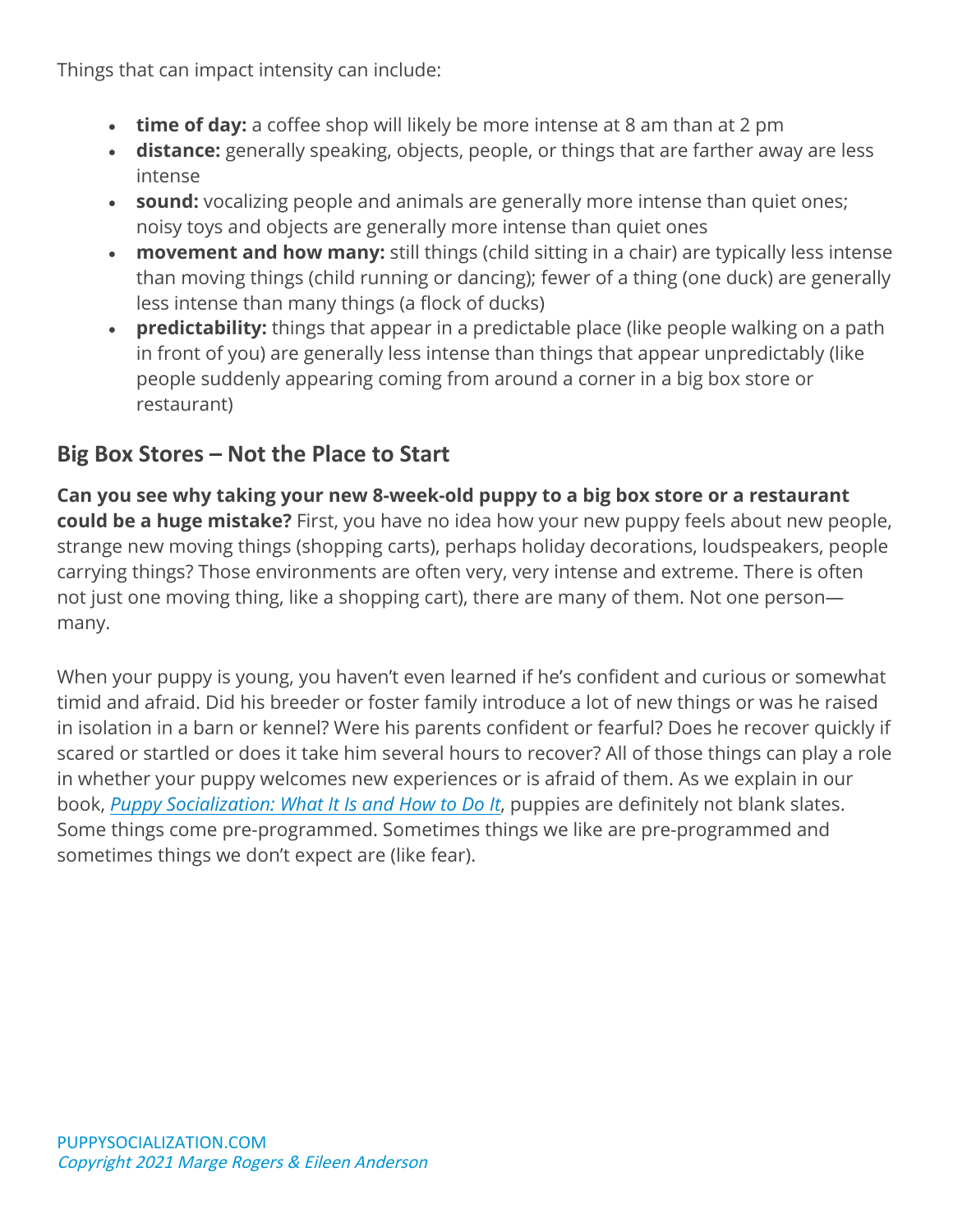Things that can impact intensity can include:

- **time of day:** a coffee shop will likely be more intense at 8 am than at 2 pm
- **distance:** generally speaking, objects, people, or things that are farther away are less intense
- **sound:** vocalizing people and animals are generally more intense than quiet ones; noisy toys and objects are generally more intense than quiet ones
- **movement and how many:** still things (child sitting in a chair) are typically less intense than moving things (child running or dancing); fewer of a thing (one duck) are generally less intense than many things (a flock of ducks)
- **predictability:** things that appear in a predictable place (like people walking on a path in front of you) are generally less intense than things that appear unpredictably (like people suddenly appearing coming from around a corner in a big box store or restaurant)

## Big Box Stores – Not the Place to Start

**Can you see why taking your new 8-week-old puppy to a big box store or a restaurant could be a huge mistake?** First, you have no idea how your new puppy feels about new people, strange new moving things (shopping carts), perhaps holiday decorations, loudspeakers, people carrying things? Those environments are often very, very intense and extreme. There is often not just one moving thing, like a shopping cart), there are many of them. Not one person—many.

When your puppy is young, you haven't even learned if he's confident and curious or somewhat timid and afraid. Did his breeder or foster family introduce a lot of new things or was he raised in isolation in a barn or kennel? Were his parents confident or fearful? Does he recover quickly if scared or startled or does it take him several hours to recover? All of those things can play a role in whether your puppy welcomes new experiences or is afraid of them. As we explain in our book, *Puppy Socialization: What It Is and How to Do It*, puppies are definitely not blank slates. Some things come pre-programmed. Sometimes things we like are pre-programmed and sometimes things we don't expect are (like fear).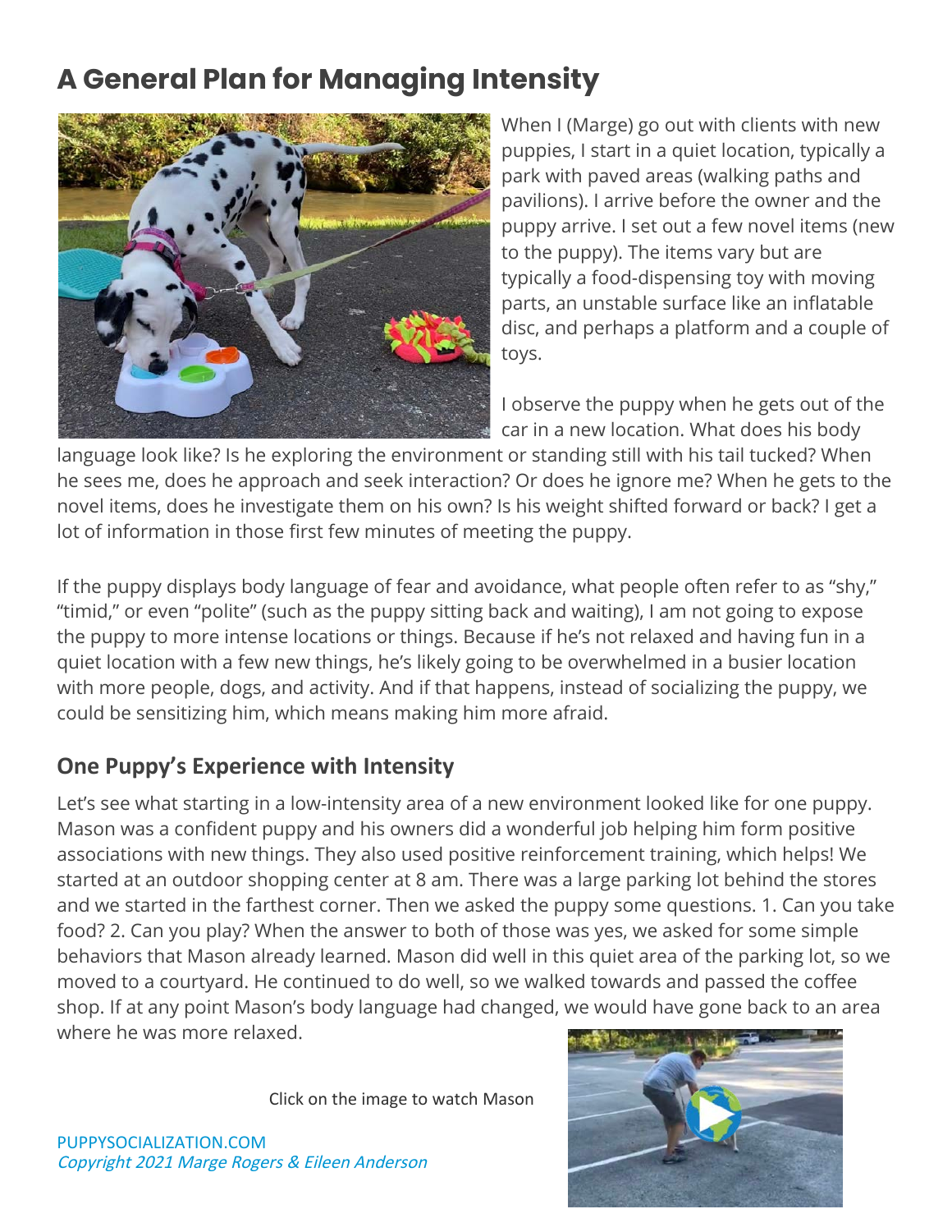# A General Plan for Managing Intensity

When I (Marge) go out with clients with new puppies, I start in a quiet location, typically a park with paved areas (walking paths and pavilions). I arrive before the owner and the puppy arrive. I set out a few novel items (new to the puppy). The items vary but are typically a food-dispensing toy with moving parts, an unstable surface like an inflatable disc, and perhaps a platform and a couple of toys.

I observe the puppy when he gets out of the car in a new location. What does his body language look like? Is he exploring the environment or standing still with his tail tucked? When he sees me, does he approach and seek interaction? Or does he ignore me? When he gets to the novel items, does he investigate them on his own? Is his weight shifted forward or back? I get a lot of information in those first few minutes of meeting the puppy.

If the puppy displays body language of fear and avoidance, what people often refer to as "shy," "timid," or even "polite" (such as the puppy sitting back and waiting), I am not going to expose the puppy to more intense locations or things. Because if he's not relaxed and having fun in a quiet location with a few new things, he's likely going to be overwhelmed in a busier location with more people, dogs, and activity. And if that happens, instead of socializing the puppy, we could be sensitizing him, which means making him more afraid.

## One Puppy's Experience with Intensity

Let's see what starting in a low-intensity area of a new environment looked like for one puppy. Mason was a confident puppy and his owners did a wonderful job helping him form positive associations with new things. They also used positive reinforcement training, which helps! We started at an outdoor shopping center at 8 am. There was a large parking lot behind the stores and we started in the farthest corner. Then we asked the puppy some questions. 1. Can you take food? 2. Can you play? When the answer to both of those was yes, we asked for some simple behaviors that Mason already learned. Mason did well in this quiet area of the parking lot, so we moved to a courtyard. He continued to do well, so we walked towards and passed the coffee shop. If at any point Mason's body language had changed, we would have gone back to an area where he was more relaxed.

Click on the image to watch Mason

PUPPYSOCIALIZATION.COM
*Copyright 2021 Marge Rogers & Eileen Anderson*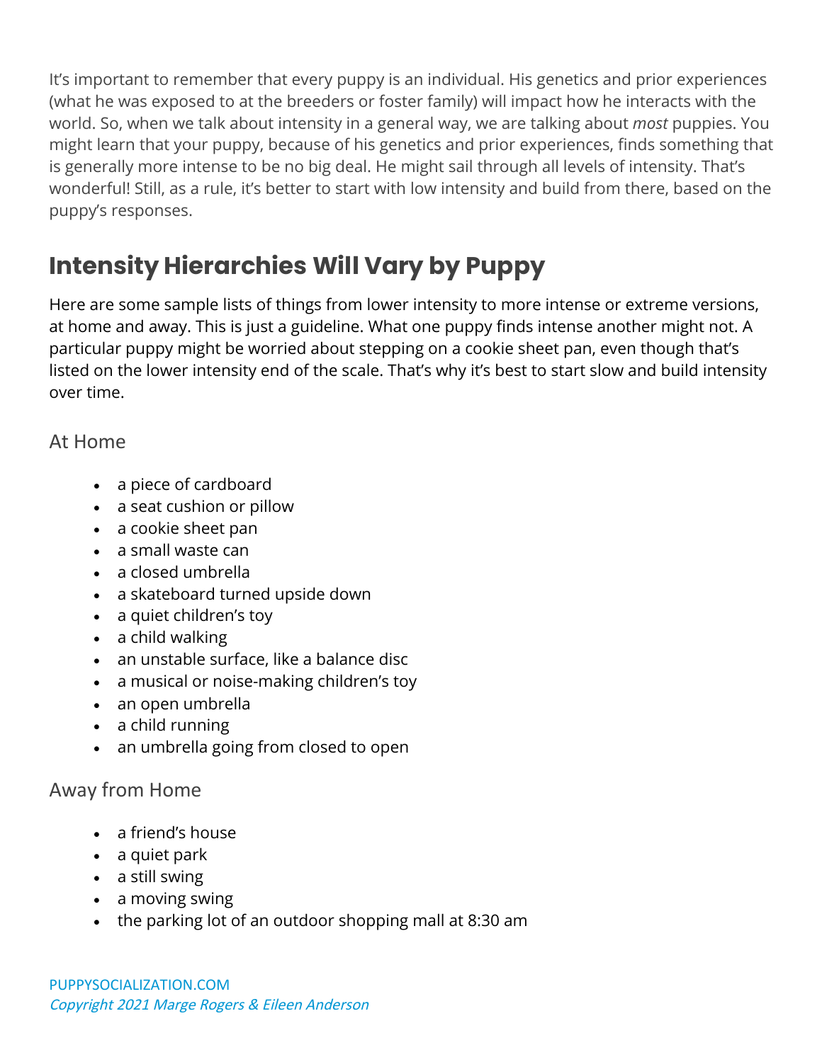It's important to remember that every puppy is an individual. His genetics and prior experiences (what he was exposed to at the breeders or foster family) will impact how he interacts with the world. So, when we talk about intensity in a general way, we are talking about *most* puppies. You might learn that your puppy, because of his genetics and prior experiences, finds something that is generally more intense to be no big deal. He might sail through all levels of intensity. That's wonderful! Still, as a rule, it's better to start with low intensity and build from there, based on the puppy's responses.

## Intensity Hierarchies Will Vary by Puppy

Here are some sample lists of things from lower intensity to more intense or extreme versions, at home and away. This is just a guideline. What one puppy finds intense another might not. A particular puppy might be worried about stepping on a cookie sheet pan, even though that's listed on the lower intensity end of the scale. That's why it's best to start slow and build intensity over time.

### At Home

- a piece of cardboard
- a seat cushion or pillow
- a cookie sheet pan
- a small waste can
- a closed umbrella
- a skateboard turned upside down
- a quiet children's toy
- a child walking
- an unstable surface, like a balance disc
- a musical or noise-making children's toy
- an open umbrella
- a child running
- an umbrella going from closed to open

### Away from Home

- a friend's house
- a quiet park
- a still swing
- a moving swing
- the parking lot of an outdoor shopping mall at 8:30 am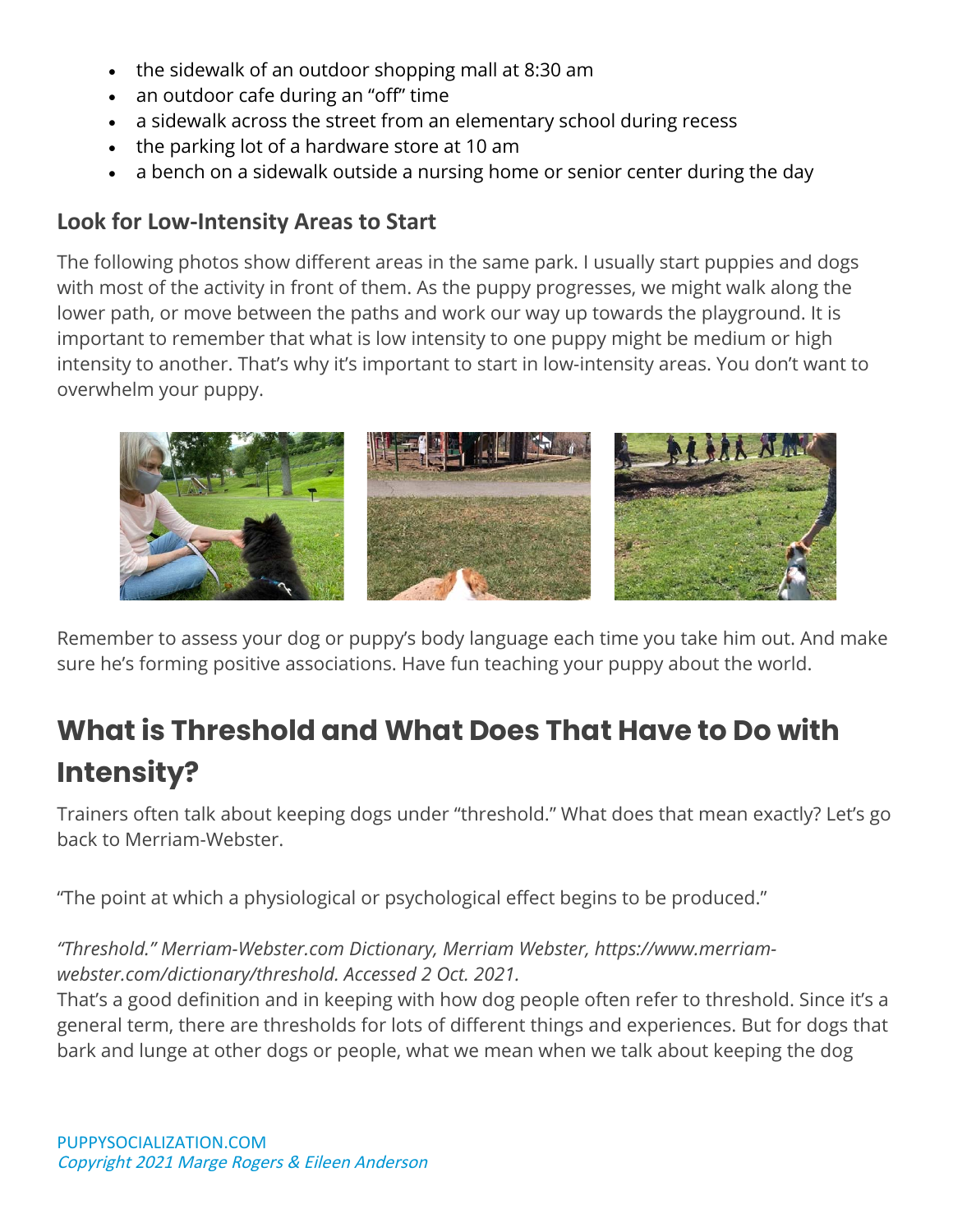- the sidewalk of an outdoor shopping mall at 8:30 am
- an outdoor cafe during an "off" time
- a sidewalk across the street from an elementary school during recess
- the parking lot of a hardware store at 10 am
- a bench on a sidewalk outside a nursing home or senior center during the day

### Look for Low-Intensity Areas to Start

The following photos show different areas in the same park. I usually start puppies and dogs with most of the activity in front of them. As the puppy progresses, we might walk along the lower path, or move between the paths and work our way up towards the playground. It is important to remember that what is low intensity to one puppy might be medium or high intensity to another. That's why it's important to start in low-intensity areas. You don't want to overwhelm your puppy.

Remember to assess your dog or puppy's body language each time you take him out. And make sure he's forming positive associations. Have fun teaching your puppy about the world.

## What is Threshold and What Does That Have to Do with Intensity?

Trainers often talk about keeping dogs under "threshold." What does that mean exactly? Let's go back to Merriam-Webster.

"The point at which a physiological or psychological effect begins to be produced."

*"Threshold." Merriam-Webster.com Dictionary, Merriam Webster, https://www.merriam-webster.com/dictionary/threshold. Accessed 2 Oct. 2021.*

That's a good definition and in keeping with how dog people often refer to threshold. Since it's a general term, there are thresholds for lots of different things and experiences. But for dogs that bark and lunge at other dogs or people, what we mean when we talk about keeping the dog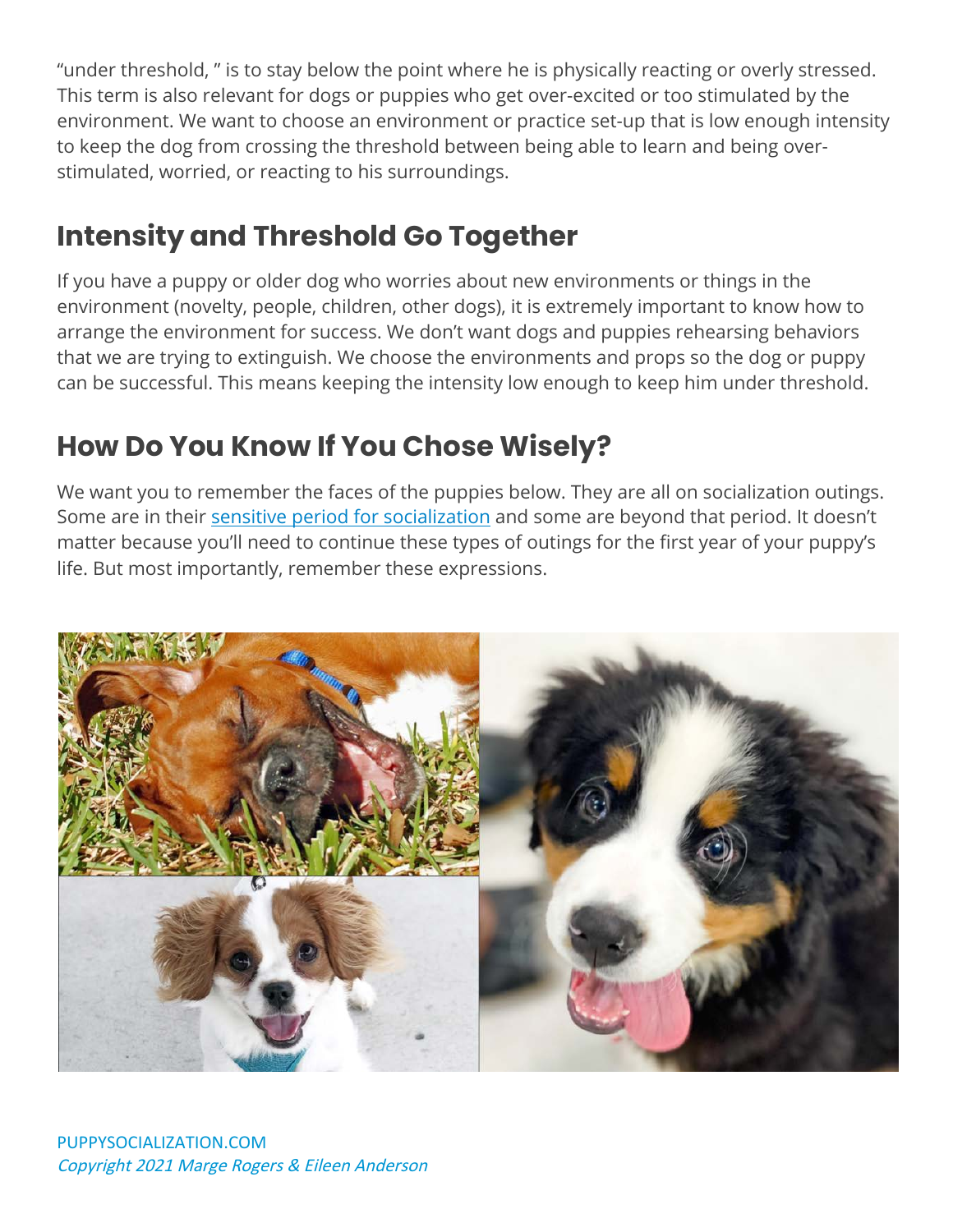"under threshold, " is to stay below the point where he is physically reacting or overly stressed. This term is also relevant for dogs or puppies who get over-excited or too stimulated by the environment. We want to choose an environment or practice set-up that is low enough intensity to keep the dog from crossing the threshold between being able to learn and being over-stimulated, worried, or reacting to his surroundings.

## Intensity and Threshold Go Together

If you have a puppy or older dog who worries about new environments or things in the environment (novelty, people, children, other dogs), it is extremely important to know how to arrange the environment for success. We don't want dogs and puppies rehearsing behaviors that we are trying to extinguish. We choose the environments and props so the dog or puppy can be successful. This means keeping the intensity low enough to keep him under threshold.

## How Do You Know If You Chose Wisely?

We want you to remember the faces of the puppies below. They are all on socialization outings. Some are in their sensitive period for socialization and some are beyond that period. It doesn't matter because you'll need to continue these types of outings for the first year of your puppy's life. But most importantly, remember these expressions.

PUPPYSOCIALIZATION.COM

*Copyright 2021 Marge Rogers & Eileen Anderson*